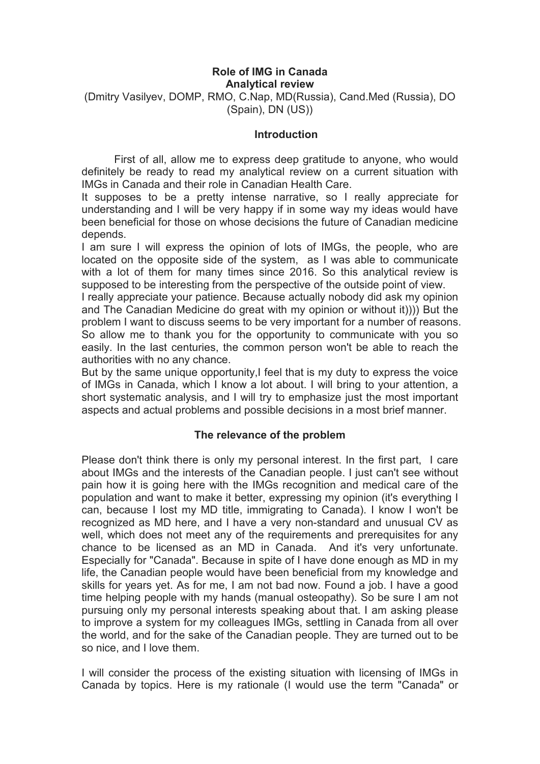# Role of IMG in Canada
## Analytical review

(Dmitry Vasilyev, DOMP, RMO, C.Nap, MD(Russia), Cand.Med (Russia), DO (Spain), DN (US))

### Introduction

First of all, allow me to express deep gratitude to anyone, who would definitely be ready to read my analytical review on a current situation with IMGs in Canada and their role in Canadian Health Care.

It supposes to be a pretty intense narrative, so I really appreciate for understanding and I will be very happy if in some way my ideas would have been beneficial for those on whose decisions the future of Canadian medicine depends.

I am sure I will express the opinion of lots of IMGs, the people, who are located on the opposite side of the system, as I was able to communicate with a lot of them for many times since 2016. So this analytical review is supposed to be interesting from the perspective of the outside point of view.

I really appreciate your patience. Because actually nobody did ask my opinion and The Canadian Medicine do great with my opinion or without it)))) But the problem I want to discuss seems to be very important for a number of reasons. So allow me to thank you for the opportunity to communicate with you so easily. In the last centuries, the common person won't be able to reach the authorities with no any chance.

But by the same unique opportunity,I feel that is my duty to express the voice of IMGs in Canada, which I know a lot about. I will bring to your attention, a short systematic analysis, and I will try to emphasize just the most important aspects and actual problems and possible decisions in a most brief manner.

### The relevance of the problem

Please don't think there is only my personal interest. In the first part, I care about IMGs and the interests of the Canadian people. I just can't see without pain how it is going here with the IMGs recognition and medical care of the population and want to make it better, expressing my opinion (it's everything I can, because I lost my MD title, immigrating to Canada). I know I won't be recognized as MD here, and I have a very non-standard and unusual CV as well, which does not meet any of the requirements and prerequisites for any chance to be licensed as an MD in Canada. And it's very unfortunate. Especially for "Canada". Because in spite of I have done enough as MD in my life, the Canadian people would have been beneficial from my knowledge and skills for years yet. As for me, I am not bad now. Found a job. I have a good time helping people with my hands (manual osteopathy). So be sure I am not pursuing only my personal interests speaking about that. I am asking please to improve a system for my colleagues IMGs, settling in Canada from all over the world, and for the sake of the Canadian people. They are turned out to be so nice, and I love them.

I will consider the process of the existing situation with licensing of IMGs in Canada by topics. Here is my rationale (I would use the term "Canada" or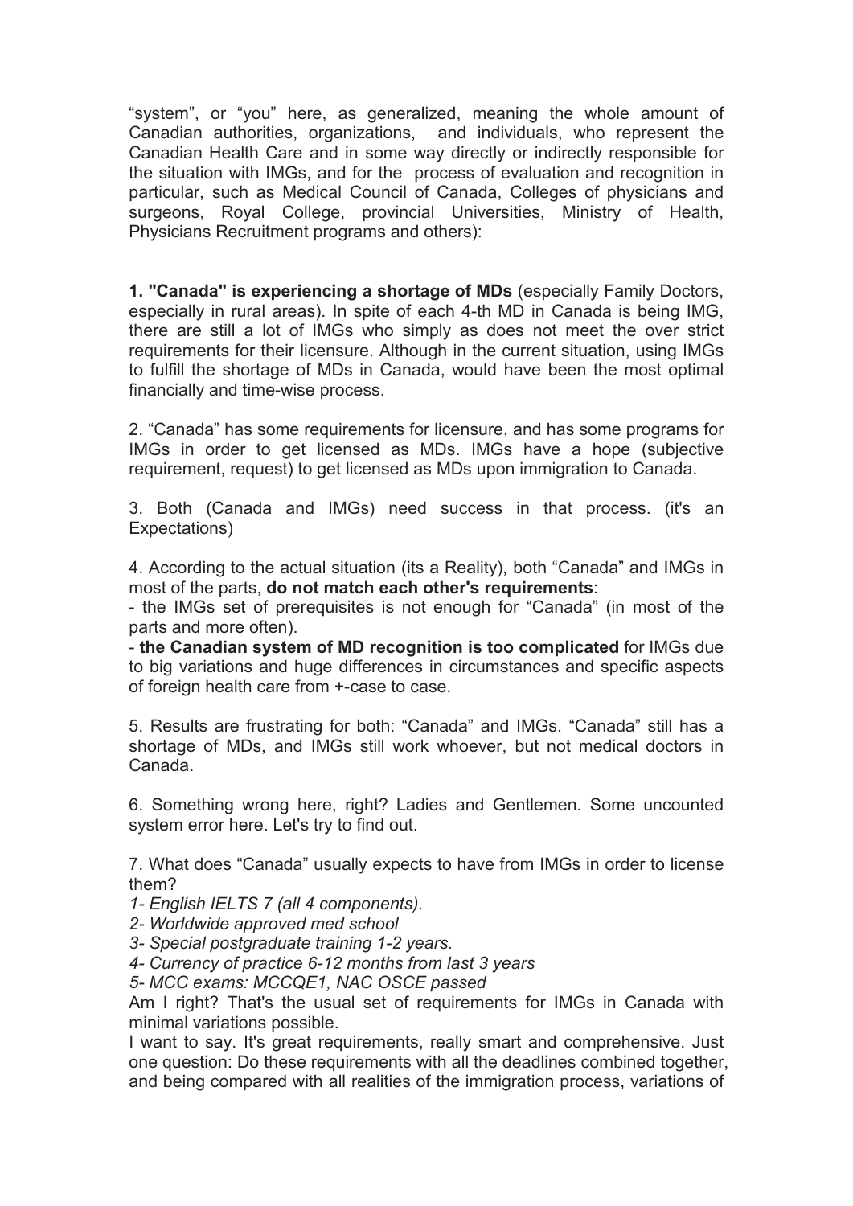“system”, or “you” here, as generalized, meaning the whole amount of Canadian authorities, organizations, and individuals, who represent the Canadian Health Care and in some way directly or indirectly responsible for the situation with IMGs, and for the process of evaluation and recognition in particular, such as Medical Council of Canada, Colleges of physicians and surgeons, Royal College, provincial Universities, Ministry of Health, Physicians Recruitment programs and others):

**1. "Canada" is experiencing a shortage of MDs** (especially Family Doctors, especially in rural areas). In spite of each 4-th MD in Canada is being IMG, there are still a lot of IMGs who simply as does not meet the over strict requirements for their licensure. Although in the current situation, using IMGs to fulfill the shortage of MDs in Canada, would have been the most optimal financially and time-wise process.

2. “Canada” has some requirements for licensure, and has some programs for IMGs in order to get licensed as MDs. IMGs have a hope (subjective requirement, request) to get licensed as MDs upon immigration to Canada.

3. Both (Canada and IMGs) need success in that process. (it's an Expectations)

4. According to the actual situation (its a Reality), both “Canada” and IMGs in most of the parts, **do not match each other's requirements**:
- the IMGs set of prerequisites is not enough for “Canada” (in most of the parts and more often).
- **the Canadian system of MD recognition is too complicated** for IMGs due to big variations and huge differences in circumstances and specific aspects of foreign health care from +-case to case.

5. Results are frustrating for both: “Canada” and IMGs. “Canada” still has a shortage of MDs, and IMGs still work whoever, but not medical doctors in Canada.

6. Something wrong here, right? Ladies and Gentlemen. Some uncounted system error here. Let's try to find out.

7. What does “Canada” usually expects to have from IMGs in order to license them?
*1- English IELTS 7 (all 4 components).*
*2- Worldwide approved med school*
*3- Special postgraduate training 1-2 years.*
*4- Currency of practice 6-12 months from last 3 years*
*5- MCC exams: MCCQE1, NAC OSCE passed*
Am I right? That's the usual set of requirements for IMGs in Canada with minimal variations possible.
I want to say. It's great requirements, really smart and comprehensive. Just one question: Do these requirements with all the deadlines combined together, and being compared with all realities of the immigration process, variations of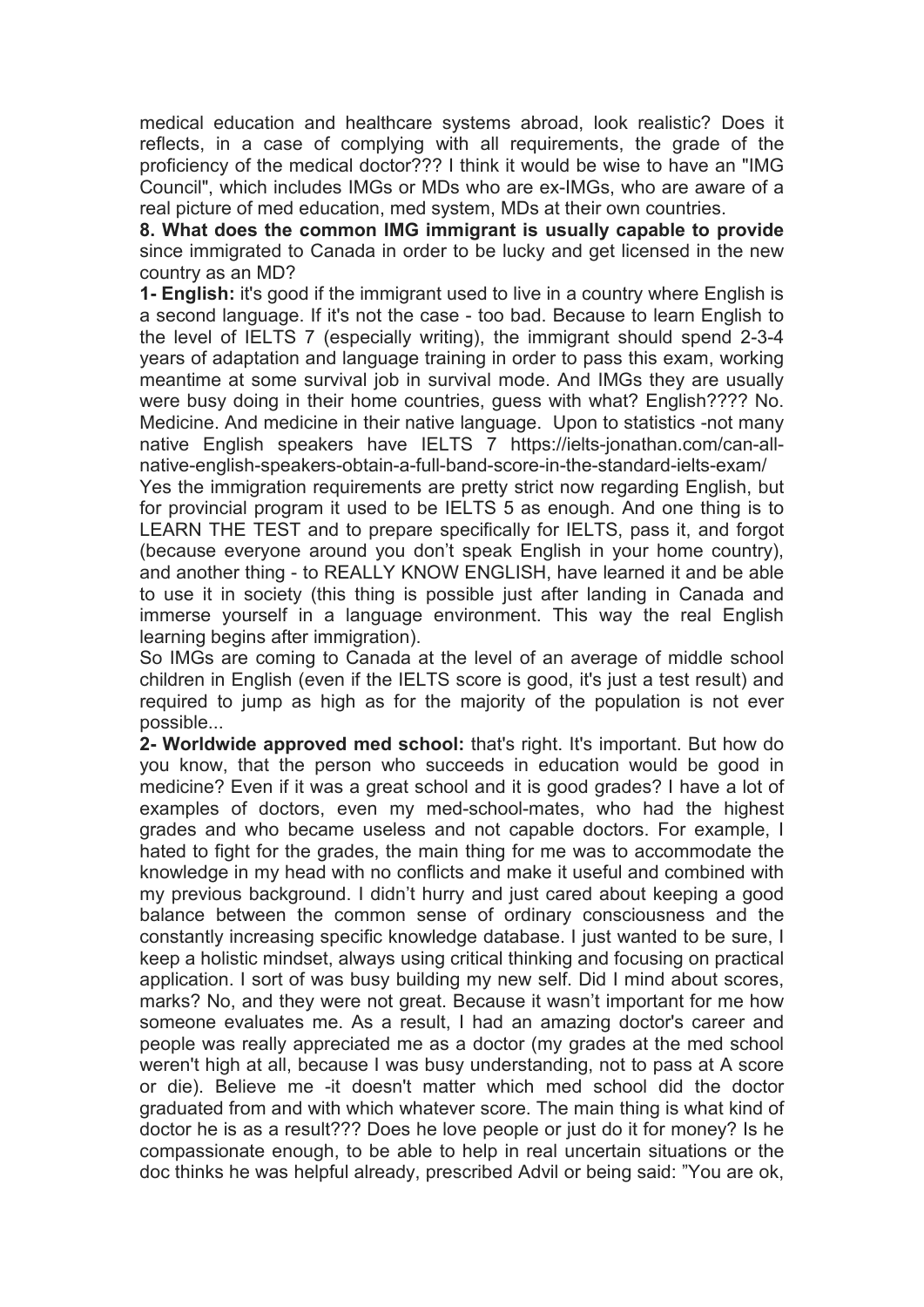medical education and healthcare systems abroad, look realistic? Does it reflects, in a case of complying with all requirements, the grade of the proficiency of the medical doctor??? I think it would be wise to have an "IMG Council", which includes IMGs or MDs who are ex-IMGs, who are aware of a real picture of med education, med system, MDs at their own countries.

**8. What does the common IMG immigrant is usually capable to provide** since immigrated to Canada in order to be lucky and get licensed in the new country as an MD?

**1- English:** it's good if the immigrant used to live in a country where English is a second language. If it's not the case - too bad. Because to learn English to the level of IELTS 7 (especially writing), the immigrant should spend 2-3-4 years of adaptation and language training in order to pass this exam, working meantime at some survival job in survival mode. And IMGs they are usually were busy doing in their home countries, guess with what? English???? No. Medicine. And medicine in their native language. Upon to statistics -not many native English speakers have IELTS 7 https://ielts-jonathan.com/can-all-native-english-speakers-obtain-a-full-band-score-in-the-standard-ielts-exam/

Yes the immigration requirements are pretty strict now regarding English, but for provincial program it used to be IELTS 5 as enough. And one thing is to LEARN THE TEST and to prepare specifically for IELTS, pass it, and forgot (because everyone around you don't speak English in your home country), and another thing - to REALLY KNOW ENGLISH, have learned it and be able to use it in society (this thing is possible just after landing in Canada and immerse yourself in a language environment. This way the real English learning begins after immigration).

So IMGs are coming to Canada at the level of an average of middle school children in English (even if the IELTS score is good, it's just a test result) and required to jump as high as for the majority of the population is not ever possible...

**2- Worldwide approved med school:** that's right. It's important. But how do you know, that the person who succeeds in education would be good in medicine? Even if it was a great school and it is good grades? I have a lot of examples of doctors, even my med-school-mates, who had the highest grades and who became useless and not capable doctors. For example, I hated to fight for the grades, the main thing for me was to accommodate the knowledge in my head with no conflicts and make it useful and combined with my previous background. I didn't hurry and just cared about keeping a good balance between the common sense of ordinary consciousness and the constantly increasing specific knowledge database. I just wanted to be sure, I keep a holistic mindset, always using critical thinking and focusing on practical application. I sort of was busy building my new self. Did I mind about scores, marks? No, and they were not great. Because it wasn't important for me how someone evaluates me. As a result, I had an amazing doctor's career and people was really appreciated me as a doctor (my grades at the med school weren't high at all, because I was busy understanding, not to pass at A score or die). Believe me -it doesn't matter which med school did the doctor graduated from and with which whatever score. The main thing is what kind of doctor he is as a result??? Does he love people or just do it for money? Is he compassionate enough, to be able to help in real uncertain situations or the doc thinks he was helpful already, prescribed Advil or being said: "You are ok,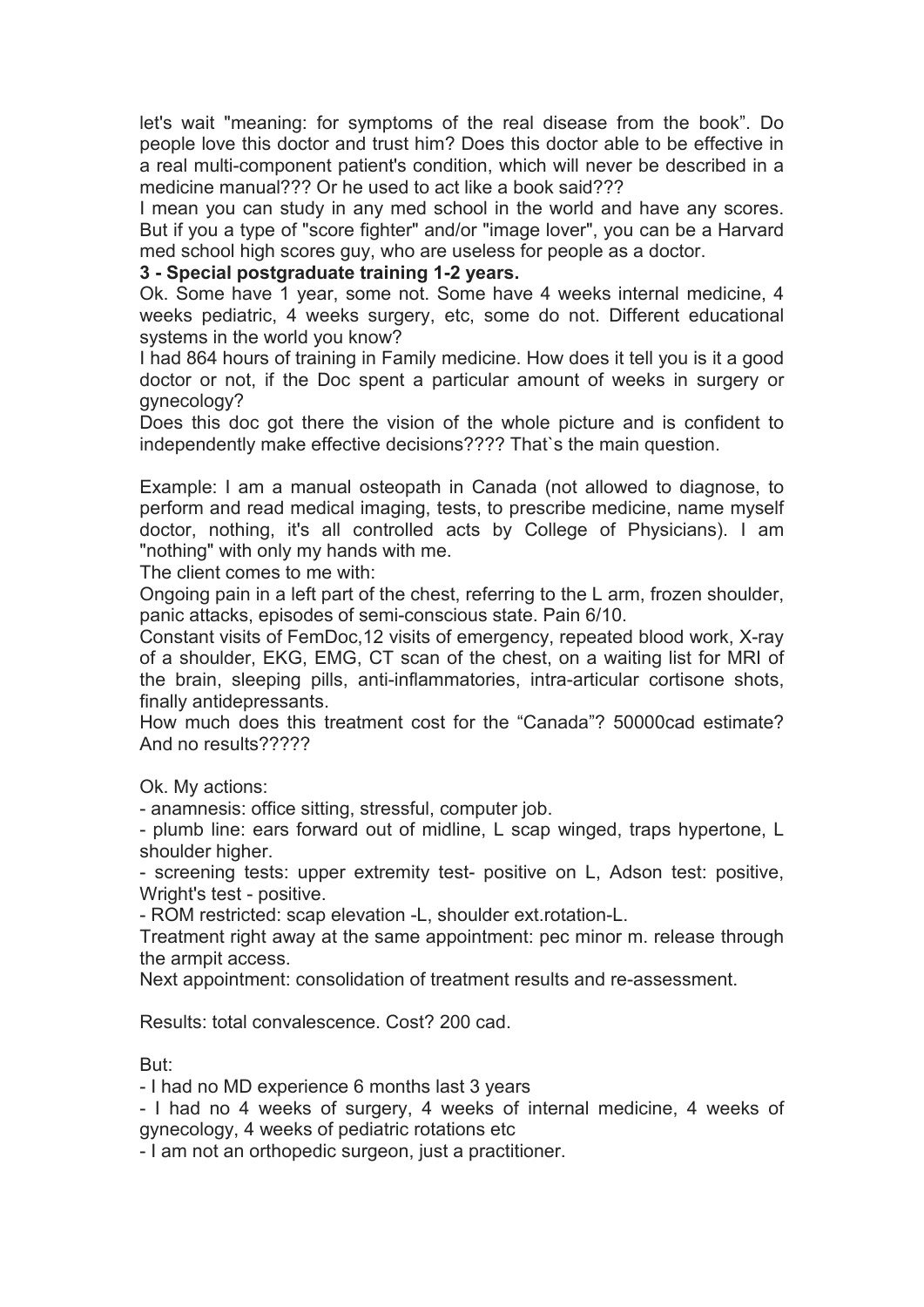let's wait "meaning: for symptoms of the real disease from the book". Do people love this doctor and trust him? Does this doctor able to be effective in a real multi-component patient's condition, which will never be described in a medicine manual??? Or he used to act like a book said???

I mean you can study in any med school in the world and have any scores. But if you a type of "score fighter" and/or "image lover", you can be a Harvard med school high scores guy, who are useless for people as a doctor.

**3 - Special postgraduate training 1-2 years.**

Ok. Some have 1 year, some not. Some have 4 weeks internal medicine, 4 weeks pediatric, 4 weeks surgery, etc, some do not. Different educational systems in the world you know?

I had 864 hours of training in Family medicine. How does it tell you is it a good doctor or not, if the Doc spent a particular amount of weeks in surgery or gynecology?

Does this doc got there the vision of the whole picture and is confident to independently make effective decisions???? That`s the main question.

Example: I am a manual osteopath in Canada (not allowed to diagnose, to perform and read medical imaging, tests, to prescribe medicine, name myself doctor, nothing, it's all controlled acts by College of Physicians). I am "nothing" with only my hands with me.

The client comes to me with:

Ongoing pain in a left part of the chest, referring to the L arm, frozen shoulder, panic attacks, episodes of semi-conscious state. Pain 6/10.

Constant visits of FemDoc,12 visits of emergency, repeated blood work, X-ray of a shoulder, EKG, EMG, CT scan of the chest, on a waiting list for MRI of the brain, sleeping pills, anti-inflammatories, intra-articular cortisone shots, finally antidepressants.

How much does this treatment cost for the "Canada"? 50000cad estimate? And no results?????

Ok. My actions:

- anamnesis: office sitting, stressful, computer job.
- plumb line: ears forward out of midline, L scap winged, traps hypertone, L shoulder higher.
- screening tests: upper extremity test- positive on L, Adson test: positive, Wright's test - positive.
- ROM restricted: scap elevation -L, shoulder ext.rotation-L.

Treatment right away at the same appointment: pec minor m. release through the armpit access.

Next appointment: consolidation of treatment results and re-assessment.

Results: total convalescence. Cost? 200 cad.

But:

- I had no MD experience 6 months last 3 years
- I had no 4 weeks of surgery, 4 weeks of internal medicine, 4 weeks of gynecology, 4 weeks of pediatric rotations etc
- I am not an orthopedic surgeon, just a practitioner.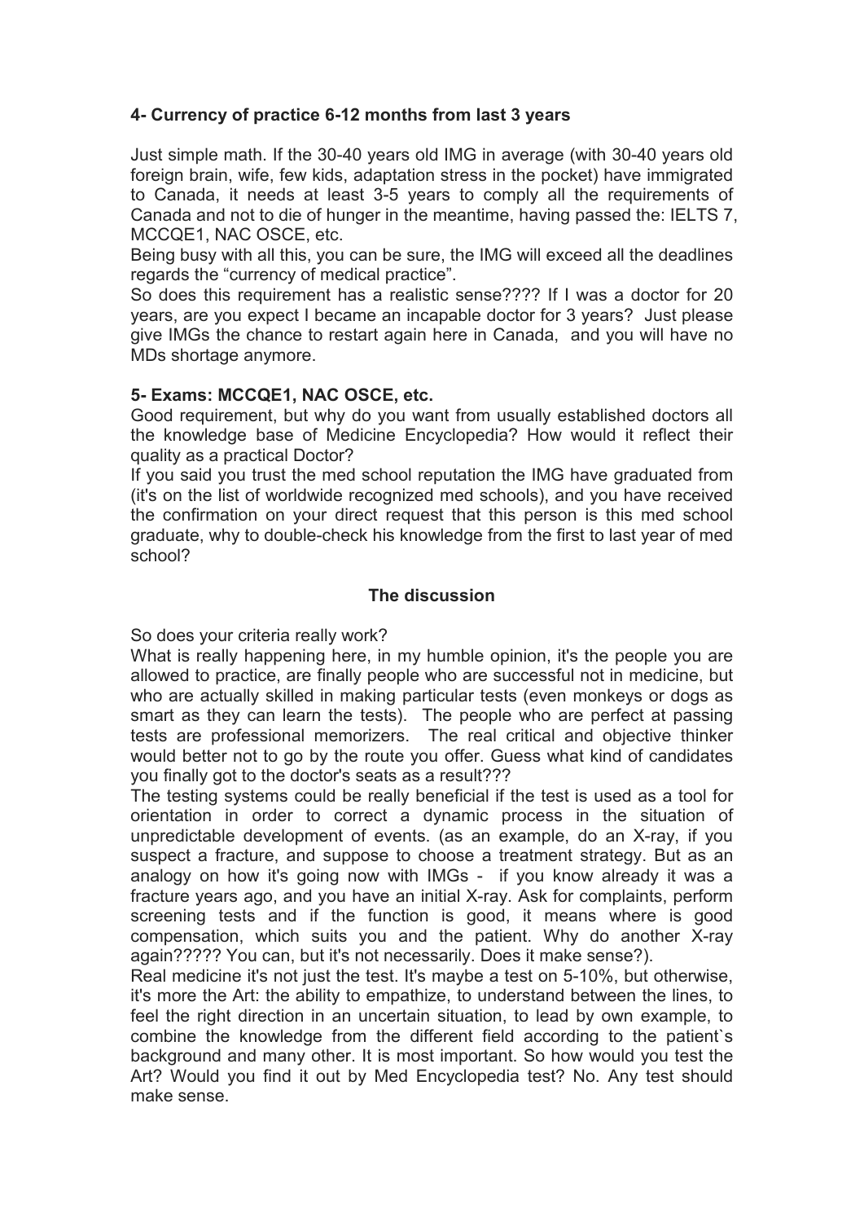**4- Currency of practice 6-12 months from last 3 years**

Just simple math. If the 30-40 years old IMG in average (with 30-40 years old foreign brain, wife, few kids, adaptation stress in the pocket) have immigrated to Canada, it needs at least 3-5 years to comply all the requirements of Canada and not to die of hunger in the meantime, having passed the: IELTS 7, MCCQE1, NAC OSCE, etc.

Being busy with all this, you can be sure, the IMG will exceed all the deadlines regards the "currency of medical practice".

So does this requirement has a realistic sense???? If I was a doctor for 20 years, are you expect I became an incapable doctor for 3 years? Just please give IMGs the chance to restart again here in Canada, and you will have no MDs shortage anymore.

**5- Exams: MCCQE1, NAC OSCE, etc.**

Good requirement, but why do you want from usually established doctors all the knowledge base of Medicine Encyclopedia? How would it reflect their quality as a practical Doctor?

If you said you trust the med school reputation the IMG have graduated from (it's on the list of worldwide recognized med schools), and you have received the confirmation on your direct request that this person is this med school graduate, why to double-check his knowledge from the first to last year of med school?

**The discussion**

So does your criteria really work?

What is really happening here, in my humble opinion, it's the people you are allowed to practice, are finally people who are successful not in medicine, but who are actually skilled in making particular tests (even monkeys or dogs as smart as they can learn the tests). The people who are perfect at passing tests are professional memorizers. The real critical and objective thinker would better not to go by the route you offer. Guess what kind of candidates you finally got to the doctor's seats as a result???

The testing systems could be really beneficial if the test is used as a tool for orientation in order to correct a dynamic process in the situation of unpredictable development of events. (as an example, do an X-ray, if you suspect a fracture, and suppose to choose a treatment strategy. But as an analogy on how it's going now with IMGs - if you know already it was a fracture years ago, and you have an initial X-ray. Ask for complaints, perform screening tests and if the function is good, it means where is good compensation, which suits you and the patient. Why do another X-ray again????? You can, but it's not necessarily. Does it make sense?).

Real medicine it's not just the test. It's maybe a test on 5-10%, but otherwise, it's more the Art: the ability to empathize, to understand between the lines, to feel the right direction in an uncertain situation, to lead by own example, to combine the knowledge from the different field according to the patient`s background and many other. It is most important. So how would you test the Art? Would you find it out by Med Encyclopedia test? No. Any test should make sense.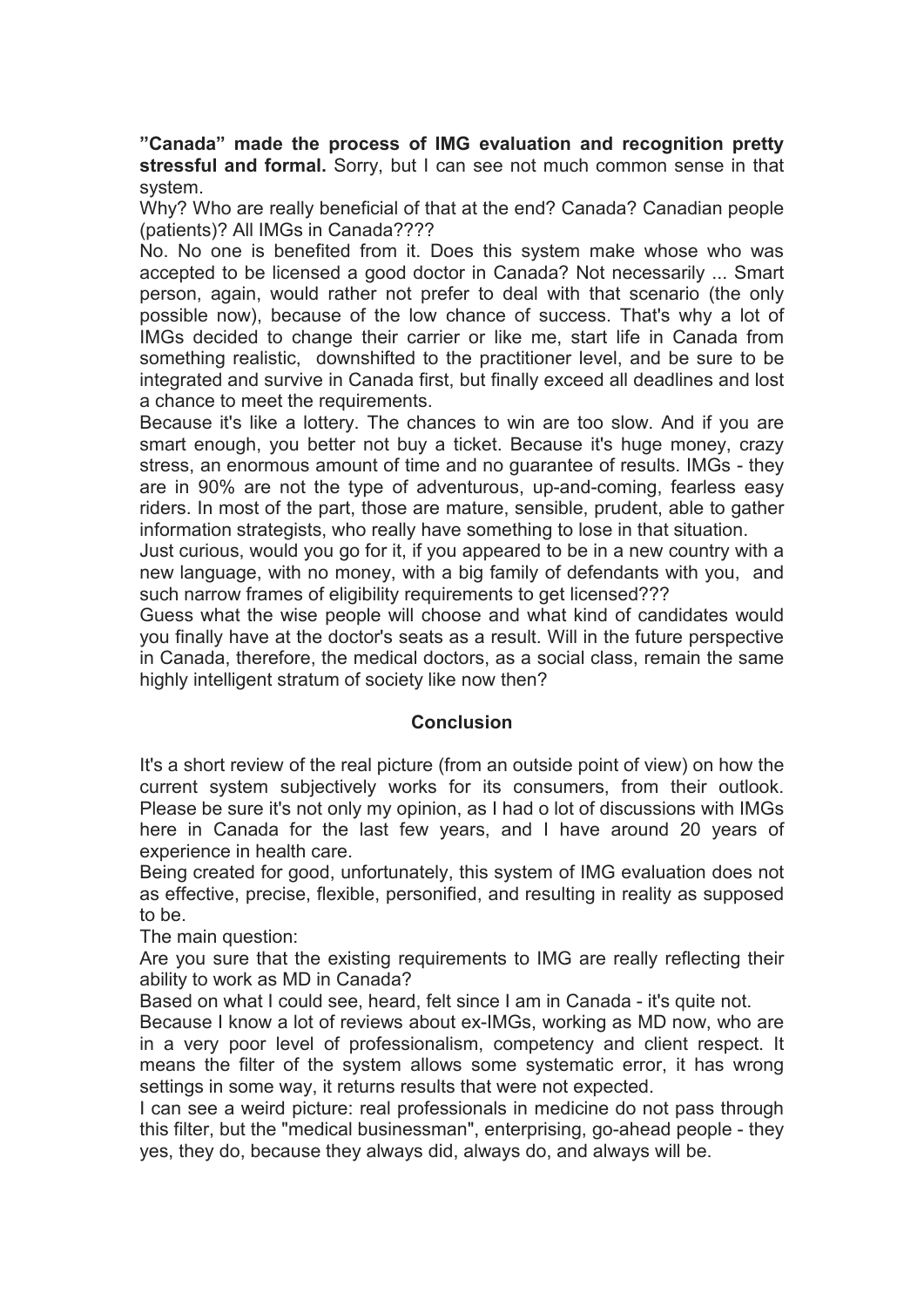**"Canada" made the process of IMG evaluation and recognition pretty stressful and formal.** Sorry, but I can see not much common sense in that system.

Why? Who are really beneficial of that at the end? Canada? Canadian people (patients)? All IMGs in Canada????

No. No one is benefited from it. Does this system make whose who was accepted to be licensed a good doctor in Canada? Not necessarily ... Smart person, again, would rather not prefer to deal with that scenario (the only possible now), because of the low chance of success. That's why a lot of IMGs decided to change their carrier or like me, start life in Canada from something realistic, downshifted to the practitioner level, and be sure to be integrated and survive in Canada first, but finally exceed all deadlines and lost a chance to meet the requirements.

Because it's like a lottery. The chances to win are too slow. And if you are smart enough, you better not buy a ticket. Because it's huge money, crazy stress, an enormous amount of time and no guarantee of results. IMGs - they are in 90% are not the type of adventurous, up-and-coming, fearless easy riders. In most of the part, those are mature, sensible, prudent, able to gather information strategists, who really have something to lose in that situation.

Just curious, would you go for it, if you appeared to be in a new country with a new language, with no money, with a big family of defendants with you, and such narrow frames of eligibility requirements to get licensed???

Guess what the wise people will choose and what kind of candidates would you finally have at the doctor's seats as a result. Will in the future perspective in Canada, therefore, the medical doctors, as a social class, remain the same highly intelligent stratum of society like now then?

## Conclusion

It's a short review of the real picture (from an outside point of view) on how the current system subjectively works for its consumers, from their outlook. Please be sure it's not only my opinion, as I had o lot of discussions with IMGs here in Canada for the last few years, and I have around 20 years of experience in health care.

Being created for good, unfortunately, this system of IMG evaluation does not as effective, precise, flexible, personified, and resulting in reality as supposed to be.

The main question:

Are you sure that the existing requirements to IMG are really reflecting their ability to work as MD in Canada?

Based on what I could see, heard, felt since I am in Canada - it's quite not.

Because I know a lot of reviews about ex-IMGs, working as MD now, who are in a very poor level of professionalism, competency and client respect. It means the filter of the system allows some systematic error, it has wrong settings in some way, it returns results that were not expected.

I can see a weird picture: real professionals in medicine do not pass through this filter, but the "medical businessman", enterprising, go-ahead people - they yes, they do, because they always did, always do, and always will be.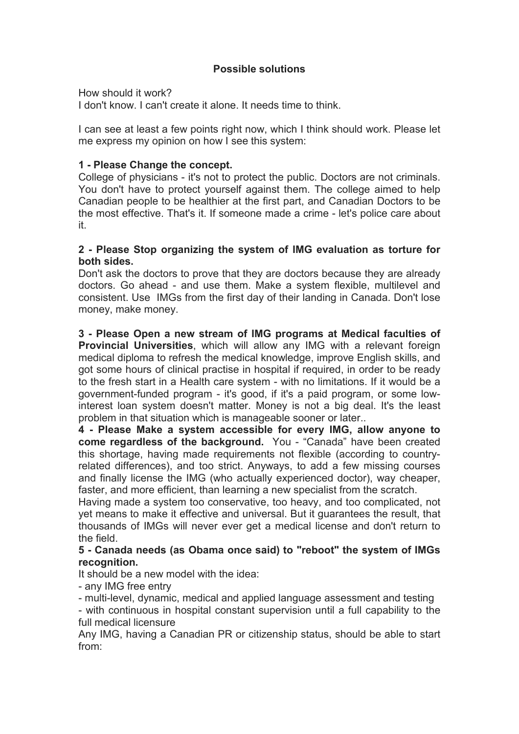## Possible solutions

How should it work?
I don't know. I can't create it alone. It needs time to think.

I can see at least a few points right now, which I think should work. Please let me express my opinion on how I see this system:

**1 - Please Change the concept.**
College of physicians - it's not to protect the public. Doctors are not criminals. You don't have to protect yourself against them. The college aimed to help Canadian people to be healthier at the first part, and Canadian Doctors to be the most effective. That's it. If someone made a crime - let's police care about it.

**2 - Please Stop organizing the system of IMG evaluation as torture for both sides.**
Don't ask the doctors to prove that they are doctors because they are already doctors. Go ahead - and use them. Make a system flexible, multilevel and consistent. Use IMGs from the first day of their landing in Canada. Don't lose money, make money.

**3 - Please Open a new stream of IMG programs at Medical faculties of Provincial Universities**, which will allow any IMG with a relevant foreign medical diploma to refresh the medical knowledge, improve English skills, and got some hours of clinical practise in hospital if required, in order to be ready to the fresh start in a Health care system - with no limitations. If it would be a government-funded program - it's good, if it's a paid program, or some low-interest loan system doesn't matter. Money is not a big deal. It's the least problem in that situation which is manageable sooner or later..

**4 - Please Make a system accessible for every IMG, allow anyone to come regardless of the background.** You - "Canada" have been created this shortage, having made requirements not flexible (according to country-related differences), and too strict. Anyways, to add a few missing courses and finally license the IMG (who actually experienced doctor), way cheaper, faster, and more efficient, than learning a new specialist from the scratch.
Having made a system too conservative, too heavy, and too complicated, not yet means to make it effective and universal. But it guarantees the result, that thousands of IMGs will never ever get a medical license and don't return to the field.

**5 - Canada needs (as Obama once said) to "reboot" the system of IMGs recognition.**
It should be a new model with the idea:
- any IMG free entry
- multi-level, dynamic, medical and applied language assessment and testing
- with continuous in hospital constant supervision until a full capability to the full medical licensure

Any IMG, having a Canadian PR or citizenship status, should be able to start from: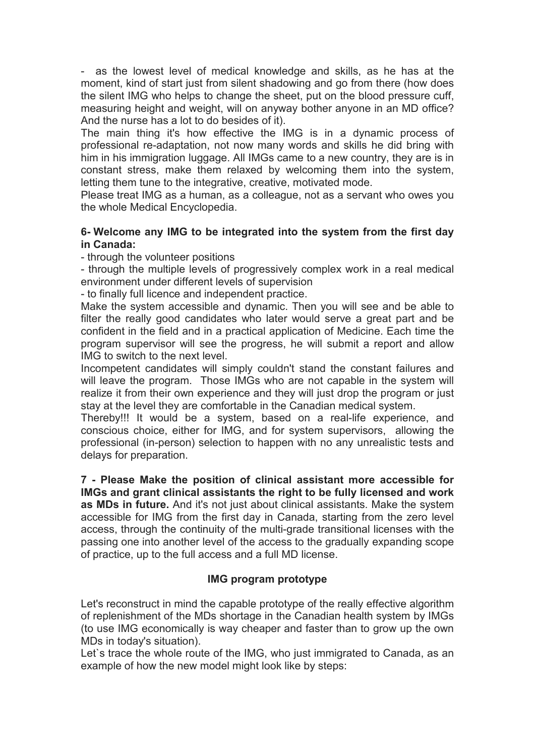- as the lowest level of medical knowledge and skills, as he has at the moment, kind of start just from silent shadowing and go from there (how does the silent IMG who helps to change the sheet, put on the blood pressure cuff, measuring height and weight, will on anyway bother anyone in an MD office? And the nurse has a lot to do besides of it).

The main thing it's how effective the IMG is in a dynamic process of professional re-adaptation, not now many words and skills he did bring with him in his immigration luggage. All IMGs came to a new country, they are is in constant stress, make them relaxed by welcoming them into the system, letting them tune to the integrative, creative, motivated mode.

Please treat IMG as a human, as a colleague, not as a servant who owes you the whole Medical Encyclopedia.

**6- Welcome any IMG to be integrated into the system from the first day in Canada:**

- through the volunteer positions
- through the multiple levels of progressively complex work in a real medical environment under different levels of supervision
- to finally full licence and independent practice.

Make the system accessible and dynamic. Then you will see and be able to filter the really good candidates who later would serve a great part and be confident in the field and in a practical application of Medicine. Each time the program supervisor will see the progress, he will submit a report and allow IMG to switch to the next level.

Incompetent candidates will simply couldn't stand the constant failures and will leave the program. Those IMGs who are not capable in the system will realize it from their own experience and they will just drop the program or just stay at the level they are comfortable in the Canadian medical system.

Thereby!!! It would be a system, based on a real-life experience, and conscious choice, either for IMG, and for system supervisors, allowing the professional (in-person) selection to happen with no any unrealistic tests and delays for preparation.

**7 - Please Make the position of clinical assistant more accessible for IMGs and grant clinical assistants the right to be fully licensed and work as MDs in future.** And it's not just about clinical assistants. Make the system accessible for IMG from the first day in Canada, starting from the zero level access, through the continuity of the multi-grade transitional licenses with the passing one into another level of the access to the gradually expanding scope of practice, up to the full access and a full MD license.

### IMG program prototype

Let's reconstruct in mind the capable prototype of the really effective algorithm of replenishment of the MDs shortage in the Canadian health system by IMGs (to use IMG economically is way cheaper and faster than to grow up the own MDs in today's situation).

Let`s trace the whole route of the IMG, who just immigrated to Canada, as an example of how the new model might look like by steps: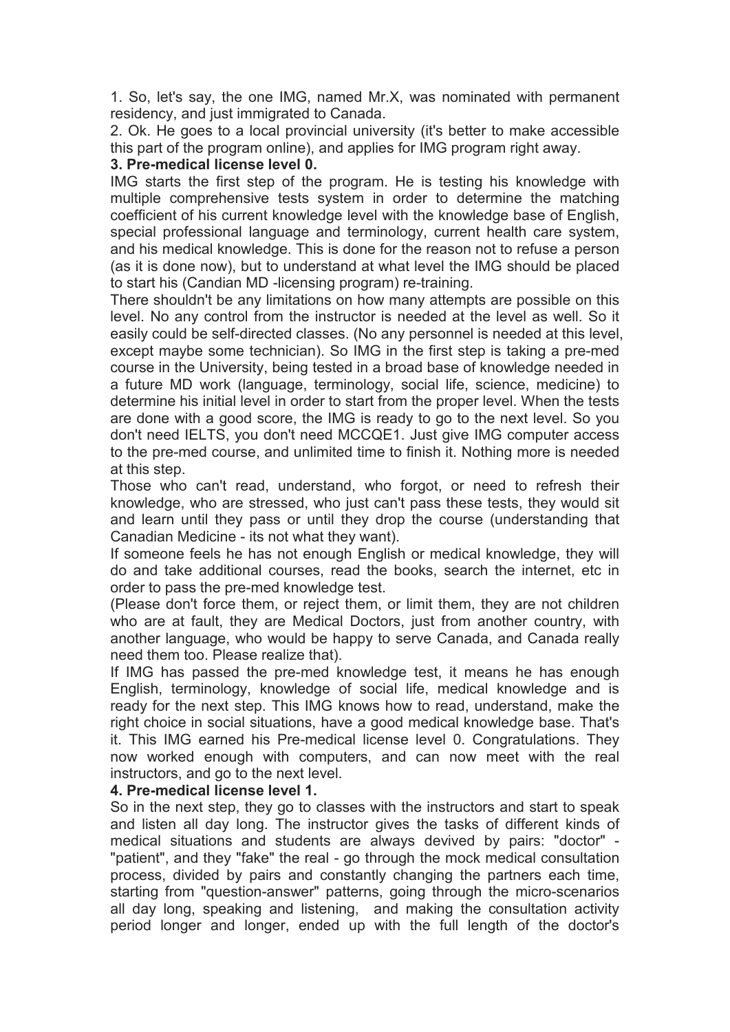1. So, let's say, the one IMG, named Mr.X, was nominated with permanent residency, and just immigrated to Canada.

2. Ok. He goes to a local provincial university (it's better to make accessible this part of the program online), and applies for IMG program right away.

**3. Pre-medical license level 0.**

IMG starts the first step of the program. He is testing his knowledge with multiple comprehensive tests system in order to determine the matching coefficient of his current knowledge level with the knowledge base of English, special professional language and terminology, current health care system, and his medical knowledge. This is done for the reason not to refuse a person (as it is done now), but to understand at what level the IMG should be placed to start his (Candian MD -licensing program) re-training.

There shouldn't be any limitations on how many attempts are possible on this level. No any control from the instructor is needed at the level as well. So it easily could be self-directed classes. (No any personnel is needed at this level, except maybe some technician). So IMG in the first step is taking a pre-med course in the University, being tested in a broad base of knowledge needed in a future MD work (language, terminology, social life, science, medicine) to determine his initial level in order to start from the proper level. When the tests are done with a good score, the IMG is ready to go to the next level. So you don't need IELTS, you don't need MCCQE1. Just give IMG computer access to the pre-med course, and unlimited time to finish it. Nothing more is needed at this step.

Those who can't read, understand, who forgot, or need to refresh their knowledge, who are stressed, who just can't pass these tests, they would sit and learn until they pass or until they drop the course (understanding that Canadian Medicine - its not what they want).

If someone feels he has not enough English or medical knowledge, they will do and take additional courses, read the books, search the internet, etc in order to pass the pre-med knowledge test.

(Please don't force them, or reject them, or limit them, they are not children who are at fault, they are Medical Doctors, just from another country, with another language, who would be happy to serve Canada, and Canada really need them too. Please realize that).

If IMG has passed the pre-med knowledge test, it means he has enough English, terminology, knowledge of social life, medical knowledge and is ready for the next step. This IMG knows how to read, understand, make the right choice in social situations, have a good medical knowledge base. That's it. This IMG earned his Pre-medical license level 0. Congratulations. They now worked enough with computers, and can now meet with the real instructors, and go to the next level.

**4. Pre-medical license level 1.**

So in the next step, they go to classes with the instructors and start to speak and listen all day long. The instructor gives the tasks of different kinds of medical situations and students are always devived by pairs: "doctor" - "patient", and they "fake" the real - go through the mock medical consultation process, divided by pairs and constantly changing the partners each time, starting from "question-answer" patterns, going through the micro-scenarios all day long, speaking and listening, and making the consultation activity period longer and longer, ended up with the full length of the doctor's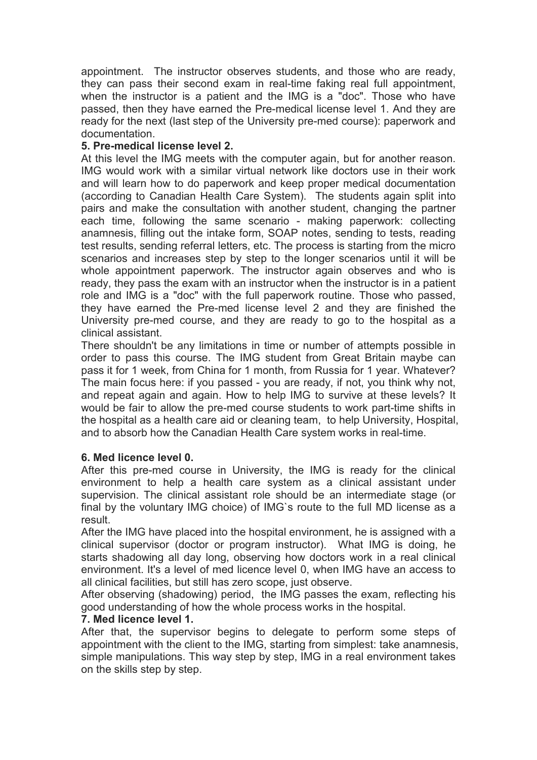appointment. The instructor observes students, and those who are ready, they can pass their second exam in real-time faking real full appointment, when the instructor is a patient and the IMG is a "doc". Those who have passed, then they have earned the Pre-medical license level 1. And they are ready for the next (last step of the University pre-med course): paperwork and documentation.

**5. Pre-medical license level 2.**

At this level the IMG meets with the computer again, but for another reason. IMG would work with a similar virtual network like doctors use in their work and will learn how to do paperwork and keep proper medical documentation (according to Canadian Health Care System). The students again split into pairs and make the consultation with another student, changing the partner each time, following the same scenario - making paperwork: collecting anamnesis, filling out the intake form, SOAP notes, sending to tests, reading test results, sending referral letters, etc. The process is starting from the micro scenarios and increases step by step to the longer scenarios until it will be whole appointment paperwork. The instructor again observes and who is ready, they pass the exam with an instructor when the instructor is in a patient role and IMG is a "doc" with the full paperwork routine. Those who passed, they have earned the Pre-med license level 2 and they are finished the University pre-med course, and they are ready to go to the hospital as a clinical assistant.

There shouldn't be any limitations in time or number of attempts possible in order to pass this course. The IMG student from Great Britain maybe can pass it for 1 week, from China for 1 month, from Russia for 1 year. Whatever? The main focus here: if you passed - you are ready, if not, you think why not, and repeat again and again. How to help IMG to survive at these levels? It would be fair to allow the pre-med course students to work part-time shifts in the hospital as a health care aid or cleaning team, to help University, Hospital, and to absorb how the Canadian Health Care system works in real-time.

**6. Med licence level 0.**

After this pre-med course in University, the IMG is ready for the clinical environment to help a health care system as a clinical assistant under supervision. The clinical assistant role should be an intermediate stage (or final by the voluntary IMG choice) of IMG`s route to the full MD license as a result.

After the IMG have placed into the hospital environment, he is assigned with a clinical supervisor (doctor or program instructor). What IMG is doing, he starts shadowing all day long, observing how doctors work in a real clinical environment. It's a level of med licence level 0, when IMG have an access to all clinical facilities, but still has zero scope, just observe.

After observing (shadowing) period, the IMG passes the exam, reflecting his good understanding of how the whole process works in the hospital.

**7. Med licence level 1.**

After that, the supervisor begins to delegate to perform some steps of appointment with the client to the IMG, starting from simplest: take anamnesis, simple manipulations. This way step by step, IMG in a real environment takes on the skills step by step.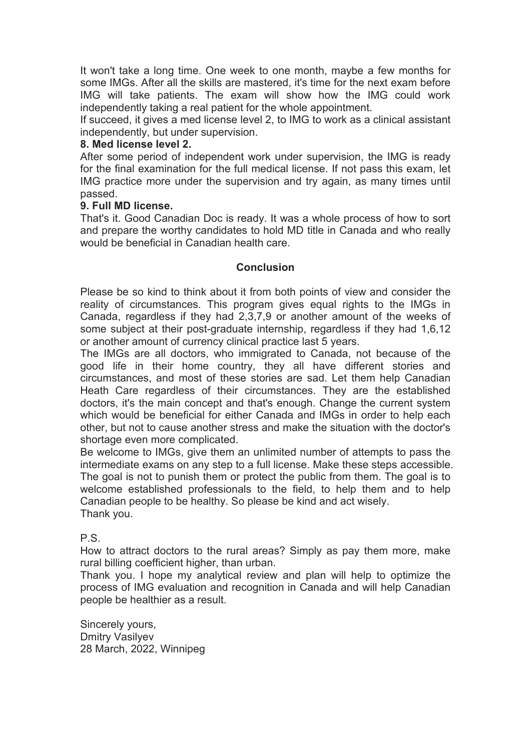It won't take a long time. One week to one month, maybe a few months for some IMGs. After all the skills are mastered, it's time for the next exam before IMG will take patients. The exam will show how the IMG could work independently taking a real patient for the whole appointment.
If succeed, it gives a med license level 2, to IMG to work as a clinical assistant independently, but under supervision.

**8. Med license level 2.**

After some period of independent work under supervision, the IMG is ready for the final examination for the full medical license. If not pass this exam, let IMG practice more under the supervision and try again, as many times until passed.

**9. Full MD license.**

That's it. Good Canadian Doc is ready. It was a whole process of how to sort and prepare the worthy candidates to hold MD title in Canada and who really would be beneficial in Canadian health care.

## Conclusion

Please be so kind to think about it from both points of view and consider the reality of circumstances. This program gives equal rights to the IMGs in Canada, regardless if they had 2,3,7,9 or another amount of the weeks of some subject at their post-graduate internship, regardless if they had 1,6,12 or another amount of currency clinical practice last 5 years.
The IMGs are all doctors, who immigrated to Canada, not because of the good life in their home country, they all have different stories and circumstances, and most of these stories are sad. Let them help Canadian Heath Care regardless of their circumstances. They are the established doctors, it's the main concept and that's enough. Change the current system which would be beneficial for either Canada and IMGs in order to help each other, but not to cause another stress and make the situation with the doctor's shortage even more complicated.
Be welcome to IMGs, give them an unlimited number of attempts to pass the intermediate exams on any step to a full license. Make these steps accessible. The goal is not to punish them or protect the public from them. The goal is to welcome established professionals to the field, to help them and to help Canadian people to be healthy. So please be kind and act wisely.
Thank you.

P.S.
How to attract doctors to the rural areas? Simply as pay them more, make rural billing coefficient higher, than urban.
Thank you. I hope my analytical review and plan will help to optimize the process of IMG evaluation and recognition in Canada and will help Canadian people be healthier as a result.

Sincerely yours,
Dmitry Vasilyev
28 March, 2022, Winnipeg